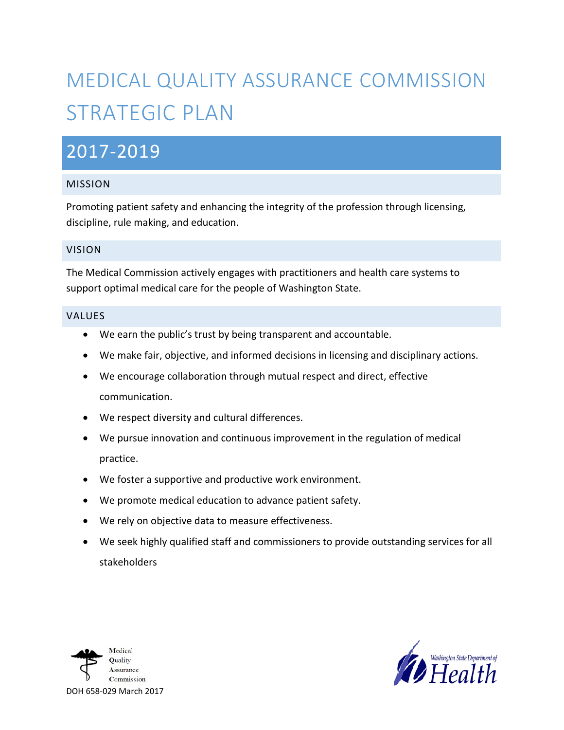# MEDICAL QUALITY ASSURANCE COMMISSION STRATEGIC PLAN

## 2017-2019

### MISSION

Promoting patient safety and enhancing the integrity of the profession through licensing, discipline, rule making, and education.

### VISION

The Medical Commission actively engages with practitioners and health care systems to support optimal medical care for the people of Washington State.

### VALUES

- We earn the public's trust by being transparent and accountable.
- We make fair, objective, and informed decisions in licensing and disciplinary actions.
- We encourage collaboration through mutual respect and direct, effective communication.
- We respect diversity and cultural differences.
- We pursue innovation and continuous improvement in the regulation of medical practice.
- We foster a supportive and productive work environment.
- We promote medical education to advance patient safety.
- We rely on objective data to measure effectiveness.
- We seek highly qualified staff and commissioners to provide outstanding services for all stakeholders

Medical Quality Assurance Commission

DOH 658-029 March 2017

Washington State Department of Health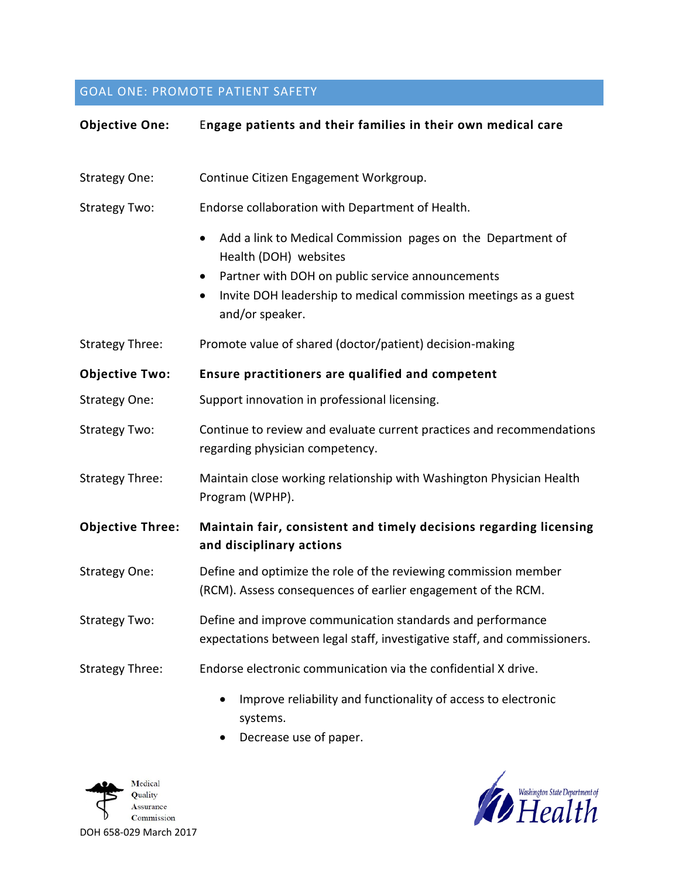## GOAL ONE: PROMOTE PATIENT SAFETY

**Objective One: Engage patients and their families in their own medical care**

Strategy One: Continue Citizen Engagement Workgroup.

Strategy Two: Endorse collaboration with Department of Health.

- Add a link to Medical Commission pages on the Department of Health (DOH) websites
- Partner with DOH on public service announcements
- Invite DOH leadership to medical commission meetings as a guest and/or speaker.

Strategy Three: Promote value of shared (doctor/patient) decision-making

**Objective Two: Ensure practitioners are qualified and competent**

Strategy One: Support innovation in professional licensing.

Strategy Two: Continue to review and evaluate current practices and recommendations regarding physician competency.

Strategy Three: Maintain close working relationship with Washington Physician Health Program (WPHP).

**Objective Three: Maintain fair, consistent and timely decisions regarding licensing and disciplinary actions**

Strategy One: Define and optimize the role of the reviewing commission member (RCM). Assess consequences of earlier engagement of the RCM.

Strategy Two: Define and improve communication standards and performance expectations between legal staff, investigative staff, and commissioners.

Strategy Three: Endorse electronic communication via the confidential X drive.

- Improve reliability and functionality of access to electronic systems.
- Decrease use of paper.

Medical Quality Assurance Commission

DOH 658-029 March 2017

Washington State Department of Health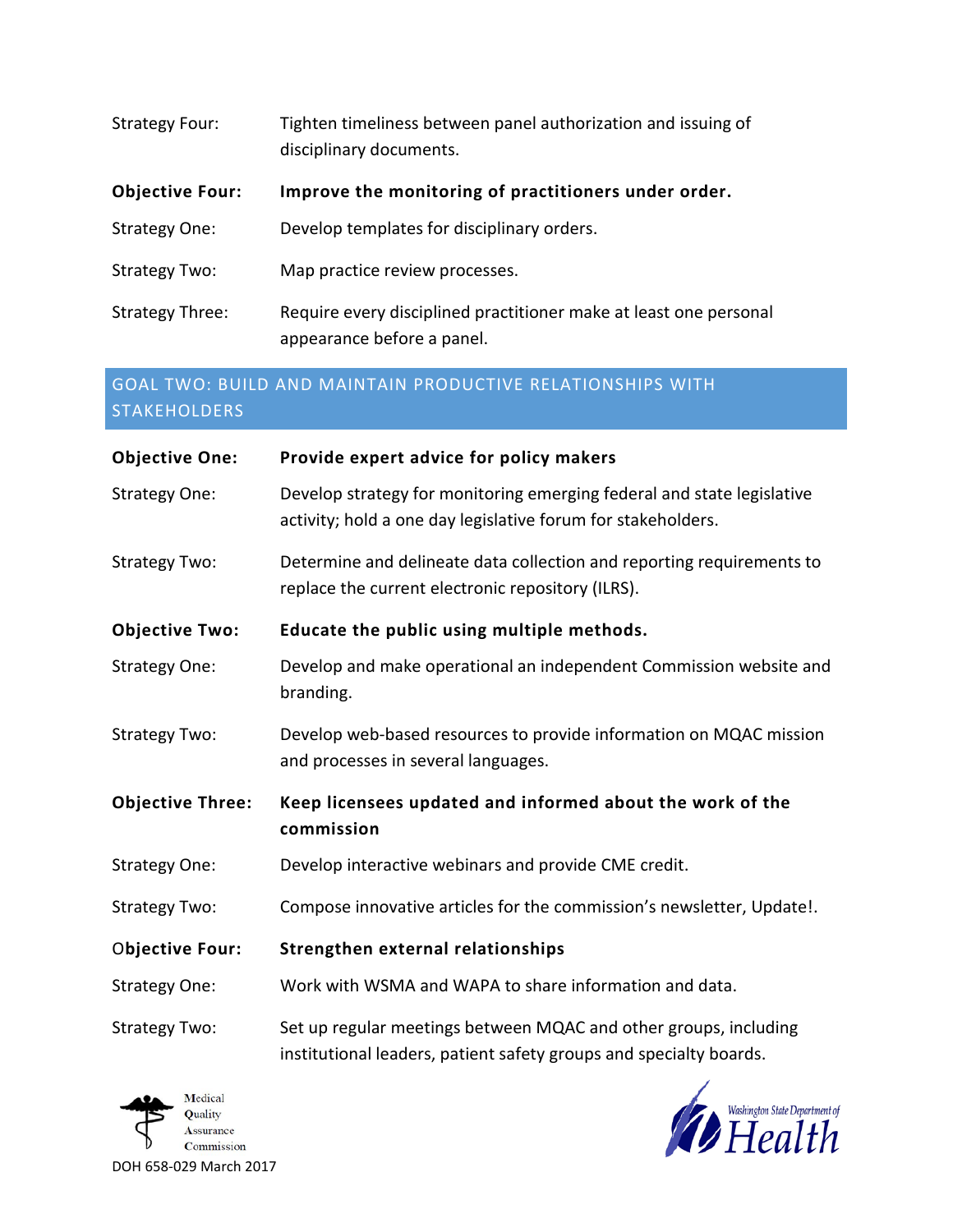Strategy Four: Tighten timeliness between panel authorization and issuing of disciplinary documents.

**Objective Four: Improve the monitoring of practitioners under order.**

Strategy One: Develop templates for disciplinary orders.

Strategy Two: Map practice review processes.

Strategy Three: Require every disciplined practitioner make at least one personal appearance before a panel.

## GOAL TWO: BUILD AND MAINTAIN PRODUCTIVE RELATIONSHIPS WITH STAKEHOLDERS

**Objective One: Provide expert advice for policy makers**

Strategy One: Develop strategy for monitoring emerging federal and state legislative activity; hold a one day legislative forum for stakeholders.

Strategy Two: Determine and delineate data collection and reporting requirements to replace the current electronic repository (ILRS).

**Objective Two: Educate the public using multiple methods.**

Strategy One: Develop and make operational an independent Commission website and branding.

Strategy Two: Develop web-based resources to provide information on MQAC mission and processes in several languages.

**Objective Three: Keep licensees updated and informed about the work of the commission**

Strategy One: Develop interactive webinars and provide CME credit.

Strategy Two: Compose innovative articles for the commission's newsletter, Update!.

**Objective Four: Strengthen external relationships**

Strategy One: Work with WSMA and WAPA to share information and data.

Strategy Two: Set up regular meetings between MQAC and other groups, including institutional leaders, patient safety groups and specialty boards.

Medical Quality Assurance Commission

DOH 658-029 March 2017

Washington State Department of Health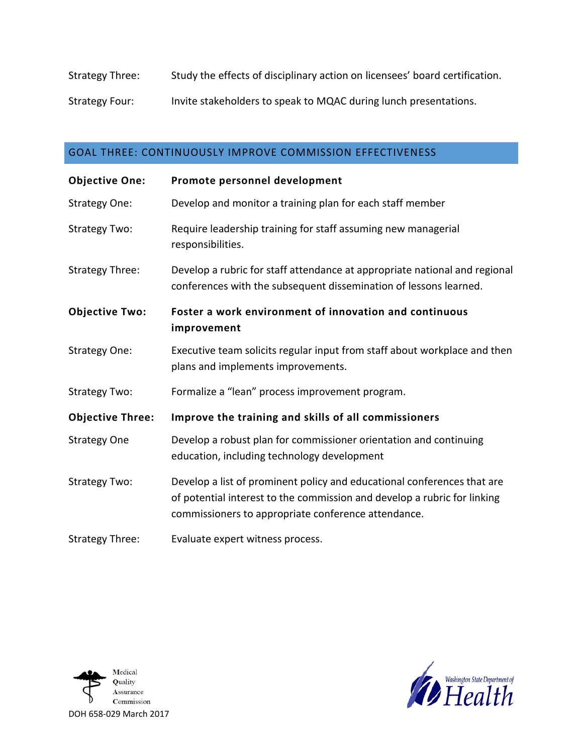Strategy Three: Study the effects of disciplinary action on licensees' board certification.

Strategy Four: Invite stakeholders to speak to MQAC during lunch presentations.

## GOAL THREE: CONTINUOUSLY IMPROVE COMMISSION EFFECTIVENESS

**Objective One: Promote personnel development**

Strategy One: Develop and monitor a training plan for each staff member

Strategy Two: Require leadership training for staff assuming new managerial responsibilities.

Strategy Three: Develop a rubric for staff attendance at appropriate national and regional conferences with the subsequent dissemination of lessons learned.

**Objective Two: Foster a work environment of innovation and continuous improvement**

Strategy One: Executive team solicits regular input from staff about workplace and then plans and implements improvements.

Strategy Two: Formalize a "lean" process improvement program.

**Objective Three: Improve the training and skills of all commissioners**

Strategy One Develop a robust plan for commissioner orientation and continuing education, including technology development

Strategy Two: Develop a list of prominent policy and educational conferences that are of potential interest to the commission and develop a rubric for linking commissioners to appropriate conference attendance.

Strategy Three: Evaluate expert witness process.

Medical Quality Assurance Commission

DOH 658-029 March 2017

Washington State Department of Health